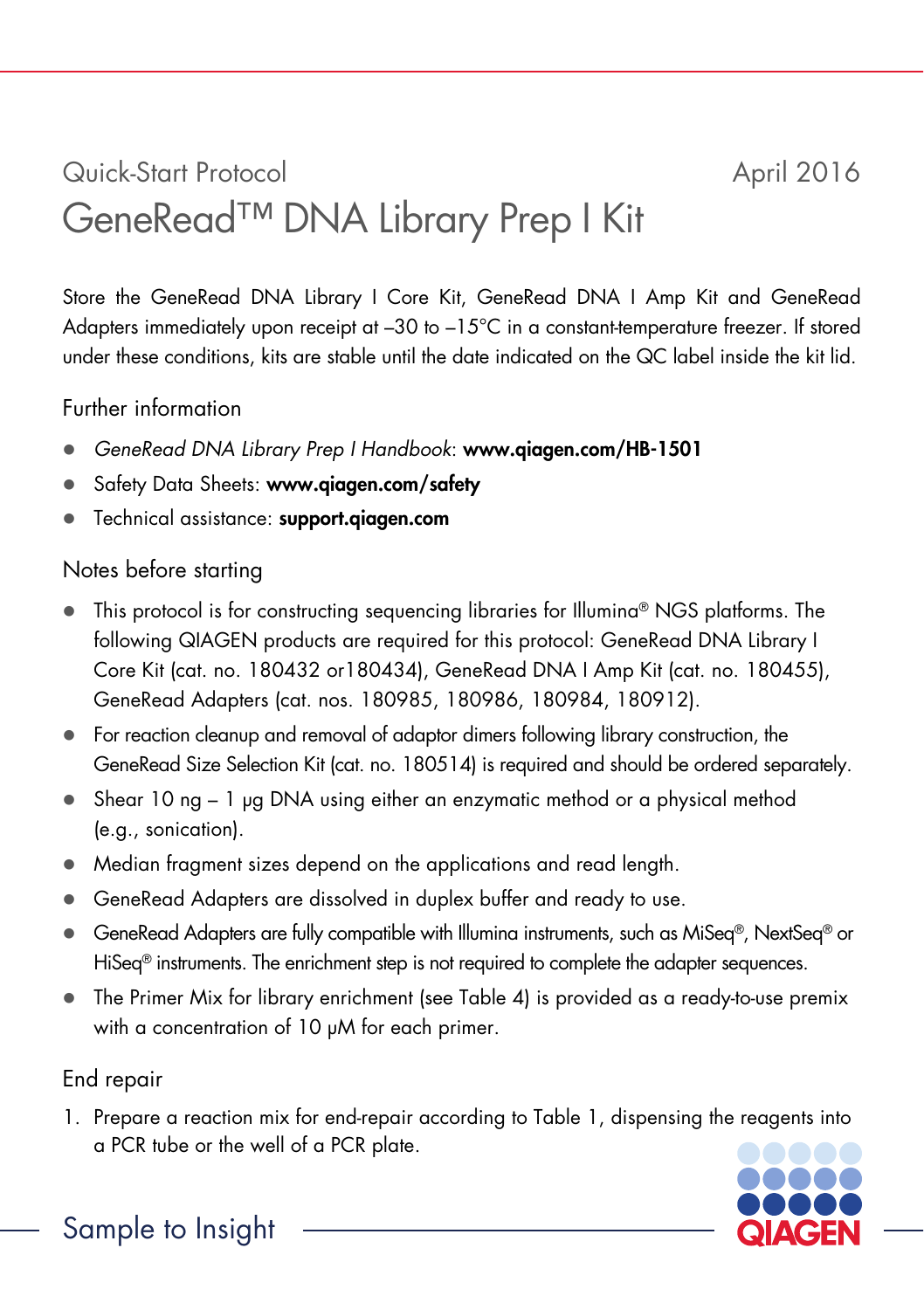Quick-Start Protocol April 2016

# GeneRead™ DNA Library Prep I Kit

Store the GeneRead DNA Library I Core Kit, GeneRead DNA I Amp Kit and GeneRead Adapters immediately upon receipt at –30 to –15°C in a constant-temperature freezer. If stored under these conditions, kits are stable until the date indicated on the QC label inside the kit lid.

## Further information

- *GeneRead DNA Library Prep I Handbook*: **www.qiagen.com/HB-1501**
- Safety Data Sheets: **www.qiagen.com/safety**
- Technical assistance: **support.qiagen.com**

## Notes before starting

- This protocol is for constructing sequencing libraries for Illumina® NGS platforms. The following QIAGEN products are required for this protocol: GeneRead DNA Library I Core Kit (cat. no. 180432 or180434), GeneRead DNA I Amp Kit (cat. no. 180455), GeneRead Adapters (cat. nos. 180985, 180986, 180984, 180912).
- For reaction cleanup and removal of adaptor dimers following library construction, the GeneRead Size Selection Kit (cat. no. 180514) is required and should be ordered separately.
- Shear 10 ng – 1 µg DNA using either an enzymatic method or a physical method (e.g., sonication).
- Median fragment sizes depend on the applications and read length.
- GeneRead Adapters are dissolved in duplex buffer and ready to use.
- GeneRead Adapters are fully compatible with Illumina instruments, such as MiSeq®, NextSeq® or HiSeq® instruments. The enrichment step is not required to complete the adapter sequences.
- The Primer Mix for library enrichment (see Table 4) is provided as a ready-to-use premix with a concentration of 10 µM for each primer.

## End repair

1. Prepare a reaction mix for end-repair according to Table 1, dispensing the reagents into a PCR tube or the well of a PCR plate.

Sample to Insight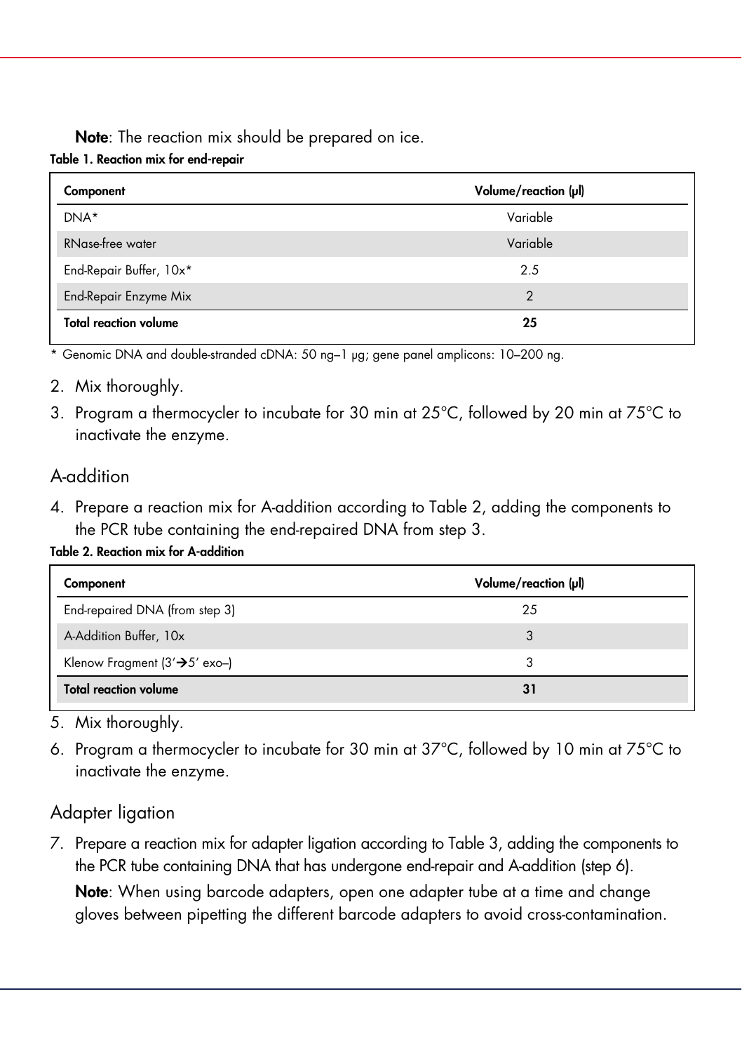**Note**: The reaction mix should be prepared on ice.

**Table 1. Reaction mix for end-repair**

| Component | Volume/reaction (µl) |
|---|---|
| DNA* | Variable |
| RNase-free water | Variable |
| End-Repair Buffer, 10x* | 2.5 |
| End-Repair Enzyme Mix | 2 |
| **Total reaction volume** | **25** |

\* Genomic DNA and double-stranded cDNA: 50 ng–1 µg; gene panel amplicons: 10–200 ng.

2. Mix thoroughly.
3. Program a thermocycler to incubate for 30 min at 25°C, followed by 20 min at 75°C to inactivate the enzyme.

## A-addition

4. Prepare a reaction mix for A-addition according to Table 2, adding the components to the PCR tube containing the end-repaired DNA from step 3.

**Table 2. Reaction mix for A-addition**

| Component | Volume/reaction (µl) |
|---|---|
| End-repaired DNA (from step 3) | 25 |
| A-Addition Buffer, 10x | 3 |
| Klenow Fragment (3'→5' exo–) | 3 |
| **Total reaction volume** | **31** |

5. Mix thoroughly.
6. Program a thermocycler to incubate for 30 min at 37°C, followed by 10 min at 75°C to inactivate the enzyme.

## Adapter ligation

7. Prepare a reaction mix for adapter ligation according to Table 3, adding the components to the PCR tube containing DNA that has undergone end-repair and A-addition (step 6).

   **Note**: When using barcode adapters, open one adapter tube at a time and change gloves between pipetting the different barcode adapters to avoid cross-contamination.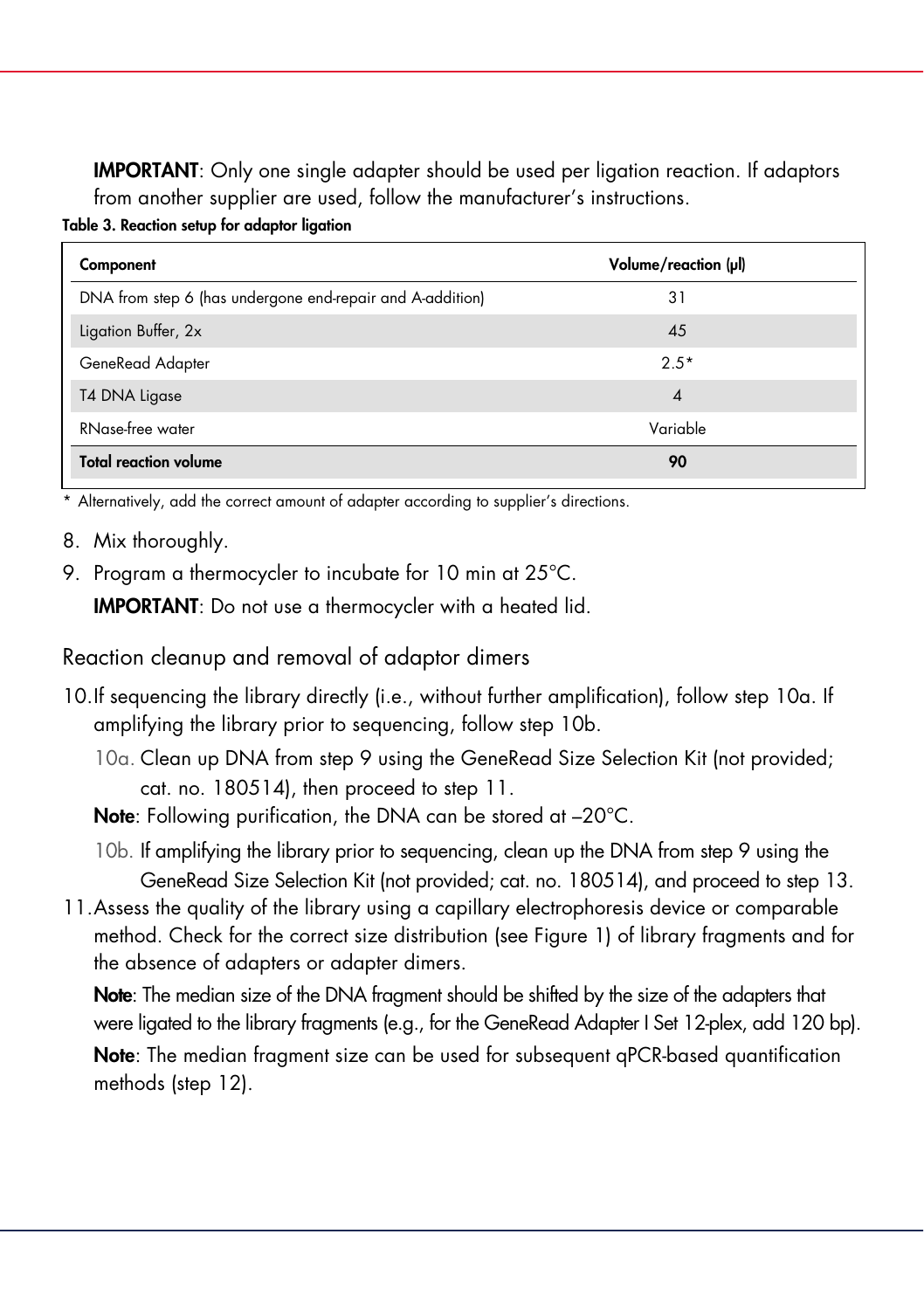**IMPORTANT**: Only one single adapter should be used per ligation reaction. If adaptors from another supplier are used, follow the manufacturer's instructions.

**Table 3. Reaction setup for adaptor ligation**

| Component | Volume/reaction (µl) |
|---|---|
| DNA from step 6 (has undergone end-repair and A-addition) | 31 |
| Ligation Buffer, 2x | 45 |
| GeneRead Adapter | 2.5* |
| T4 DNA Ligase | 4 |
| RNase-free water | Variable |
| **Total reaction volume** | **90** |

\* Alternatively, add the correct amount of adapter according to supplier's directions.

8. Mix thoroughly.
9. Program a thermocycler to incubate for 10 min at 25°C.

   **IMPORTANT**: Do not use a thermocycler with a heated lid.

## Reaction cleanup and removal of adaptor dimers

10. If sequencing the library directly (i.e., without further amplification), follow step 10a. If amplifying the library prior to sequencing, follow step 10b.

    10a. Clean up DNA from step 9 using the GeneRead Size Selection Kit (not provided; cat. no. 180514), then proceed to step 11.

    **Note**: Following purification, the DNA can be stored at –20°C.

    10b. If amplifying the library prior to sequencing, clean up the DNA from step 9 using the GeneRead Size Selection Kit (not provided; cat. no. 180514), and proceed to step 13.

11. Assess the quality of the library using a capillary electrophoresis device or comparable method. Check for the correct size distribution (see Figure 1) of library fragments and for the absence of adapters or adapter dimers.

    **Note**: The median size of the DNA fragment should be shifted by the size of the adapters that were ligated to the library fragments (e.g., for the GeneRead Adapter I Set 12-plex, add 120 bp).

    **Note**: The median fragment size can be used for subsequent qPCR-based quantification methods (step 12).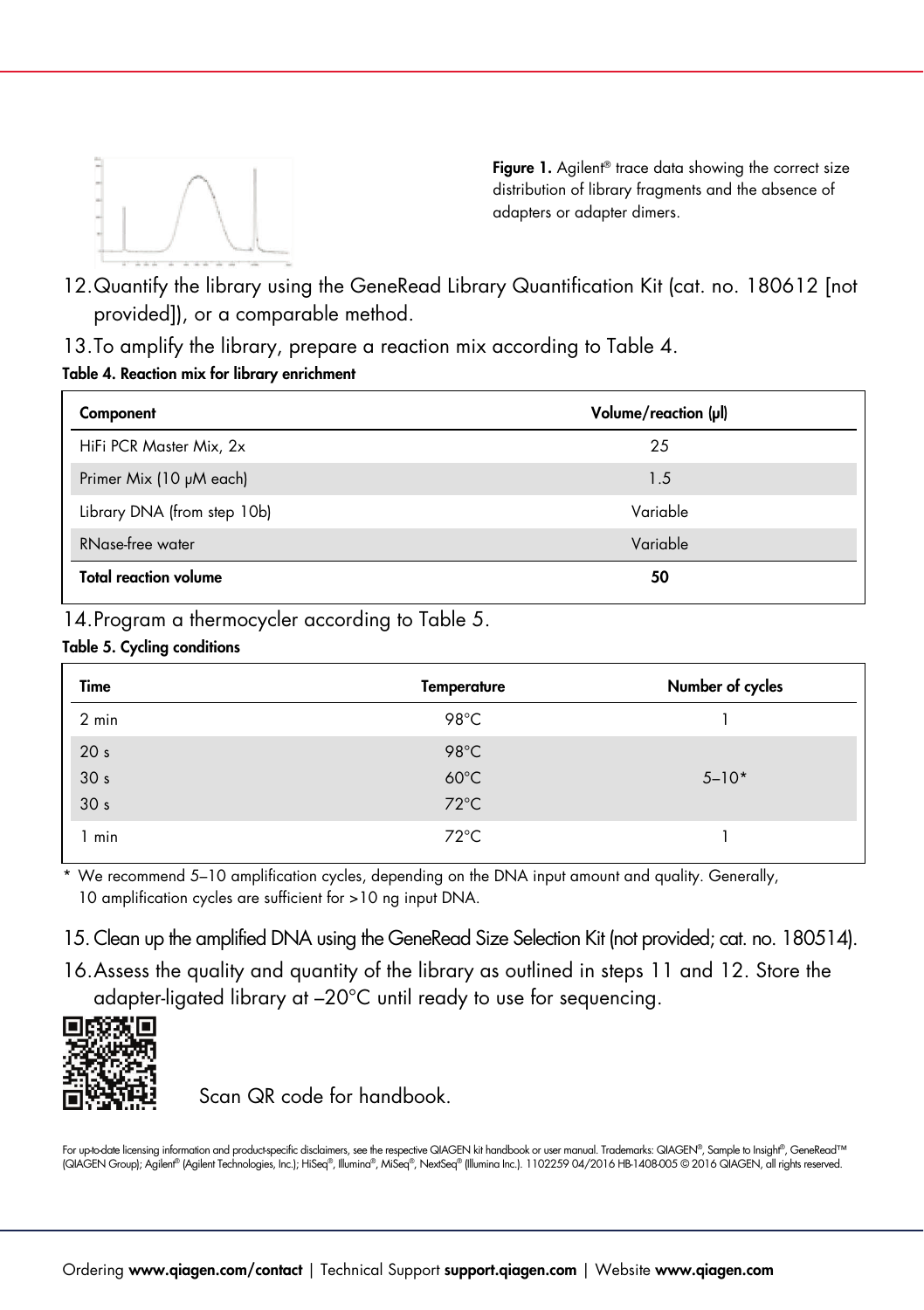**Figure 1.** Agilent® trace data showing the correct size distribution of library fragments and the absence of adapters or adapter dimers.

12. Quantify the library using the GeneRead Library Quantification Kit (cat. no. 180612 [not provided]), or a comparable method.
13. To amplify the library, prepare a reaction mix according to Table 4.

**Table 4. Reaction mix for library enrichment**

| Component | Volume/reaction (µl) |
|---|---|
| HiFi PCR Master Mix, 2x | 25 |
| Primer Mix (10 µM each) | 1.5 |
| Library DNA (from step 10b) | Variable |
| RNase-free water | Variable |
| **Total reaction volume** | **50** |

14. Program a thermocycler according to Table 5.

**Table 5. Cycling conditions**

| Time | Temperature | Number of cycles |
|---|---|---|
| 2 min | 98°C | 1 |
| 20 s<br>30 s<br>30 s | 98°C<br>60°C<br>72°C | 5–10* |
| 1 min | 72°C | 1 |

\* We recommend 5–10 amplification cycles, depending on the DNA input amount and quality. Generally, 10 amplification cycles are sufficient for >10 ng input DNA.

15. Clean up the amplified DNA using the GeneRead Size Selection Kit (not provided; cat. no. 180514).
16. Assess the quality and quantity of the library as outlined in steps 11 and 12. Store the adapter-ligated library at –20°C until ready to use for sequencing.

Scan QR code for handbook.

For up-to-date licensing information and product-specific disclaimers, see the respective QIAGEN kit handbook or user manual. Trademarks: QIAGEN®, Sample to Insight®, GeneRead™ (QIAGEN Group); Agilent® (Agilent Technologies, Inc.); HiSeq®, Illumina®, MiSeq®, NextSeq® (Illumina Inc.). 1102259 04/2016 HB-1408-005 © 2016 QIAGEN, all rights reserved.

Ordering **www.qiagen.com/contact** | Technical Support **support.qiagen.com** | Website **www.qiagen.com**